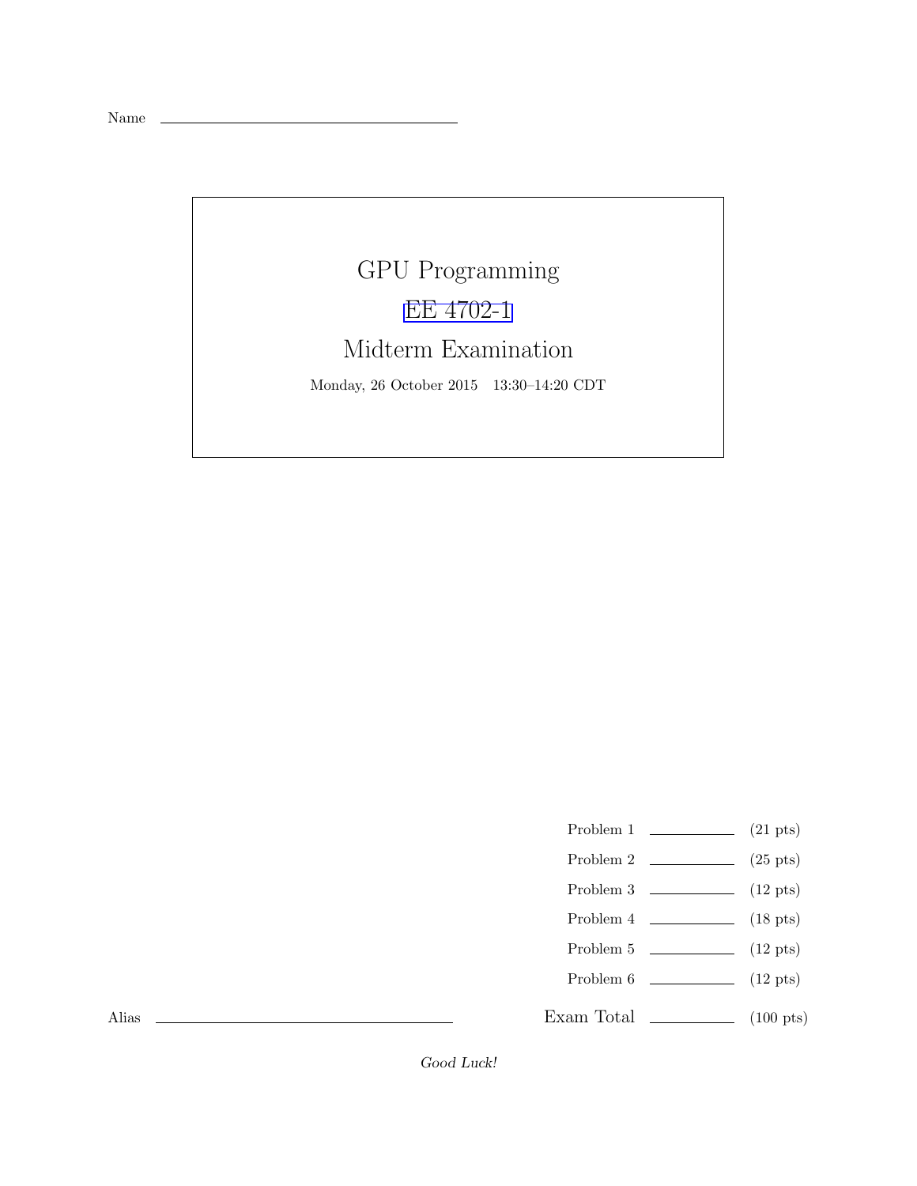Name ______________________________

# GPU Programming

## EE 4702-1

## Midterm Examination

Monday, 26 October 2015 13:30–14:20 CDT

| | | |
|---|---|---|
| Problem 1 | ________ | (21 pts) |
| Problem 2 | ________ | (25 pts) |
| Problem 3 | ________ | (12 pts) |
| Problem 4 | ________ | (18 pts) |
| Problem 5 | ________ | (12 pts) |
| Problem 6 | ________ | (12 pts) |
| Exam Total | ________ | (100 pts) |

Alias ______________________________

*Good Luck!*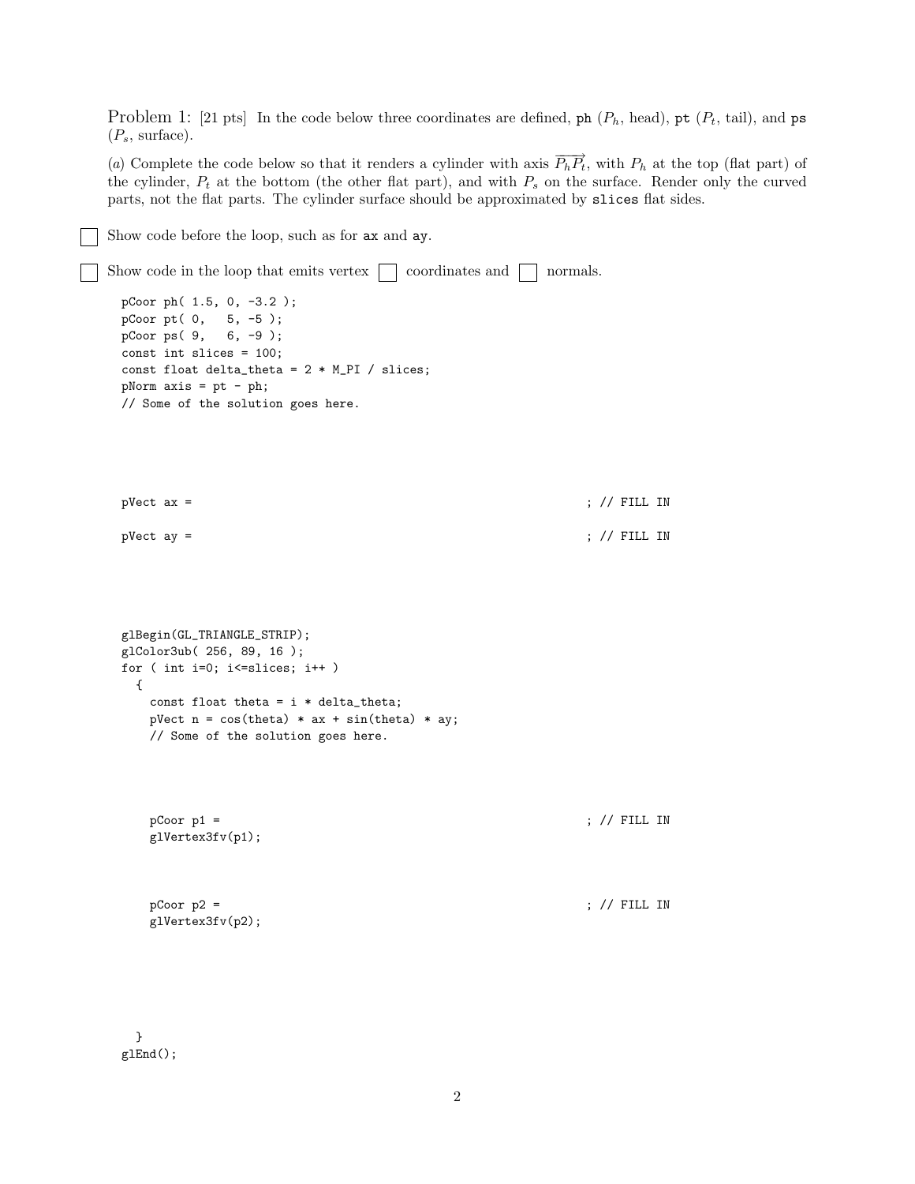Problem 1: [21 pts] In the code below three coordinates are defined, `ph` ($P_h$, head), `pt` ($P_t$, tail), and `ps` ($P_s$, surface).

(*a*) Complete the code below so that it renders a cylinder with axis $\overrightarrow{P_h P_t}$, with $P_h$ at the top (flat part) of the cylinder, $P_t$ at the bottom (the other flat part), and with $P_s$ on the surface. Render only the curved parts, not the flat parts. The cylinder surface should be approximated by `slices` flat sides.

☐ Show code before the loop, such as for `ax` and `ay`.

☐ Show code in the loop that emits vertex ☐ coordinates and ☐ normals.

```
pCoor ph( 1.5, 0, -3.2 );
pCoor pt( 0,   5, -5 );
pCoor ps( 9,   6, -9 );
const int slices = 100;
const float delta_theta = 2 * M_PI / slices;
pNorm axis = pt - ph;
// Some of the solution goes here.




pVect ax =                                               ; // FILL IN

pVect ay =                                               ; // FILL IN




glBegin(GL_TRIANGLE_STRIP);
glColor3ub( 256, 89, 16 );
for ( int i=0; i<=slices; i++ )
  {
    const float theta = i * delta_theta;
    pVect n = cos(theta) * ax + sin(theta) * ay;
    // Some of the solution goes here.




    pCoor p1 =                                           ; // FILL IN
    glVertex3fv(p1);



    pCoor p2 =                                           ; // FILL IN
    glVertex3fv(p2);




  }
glEnd();
```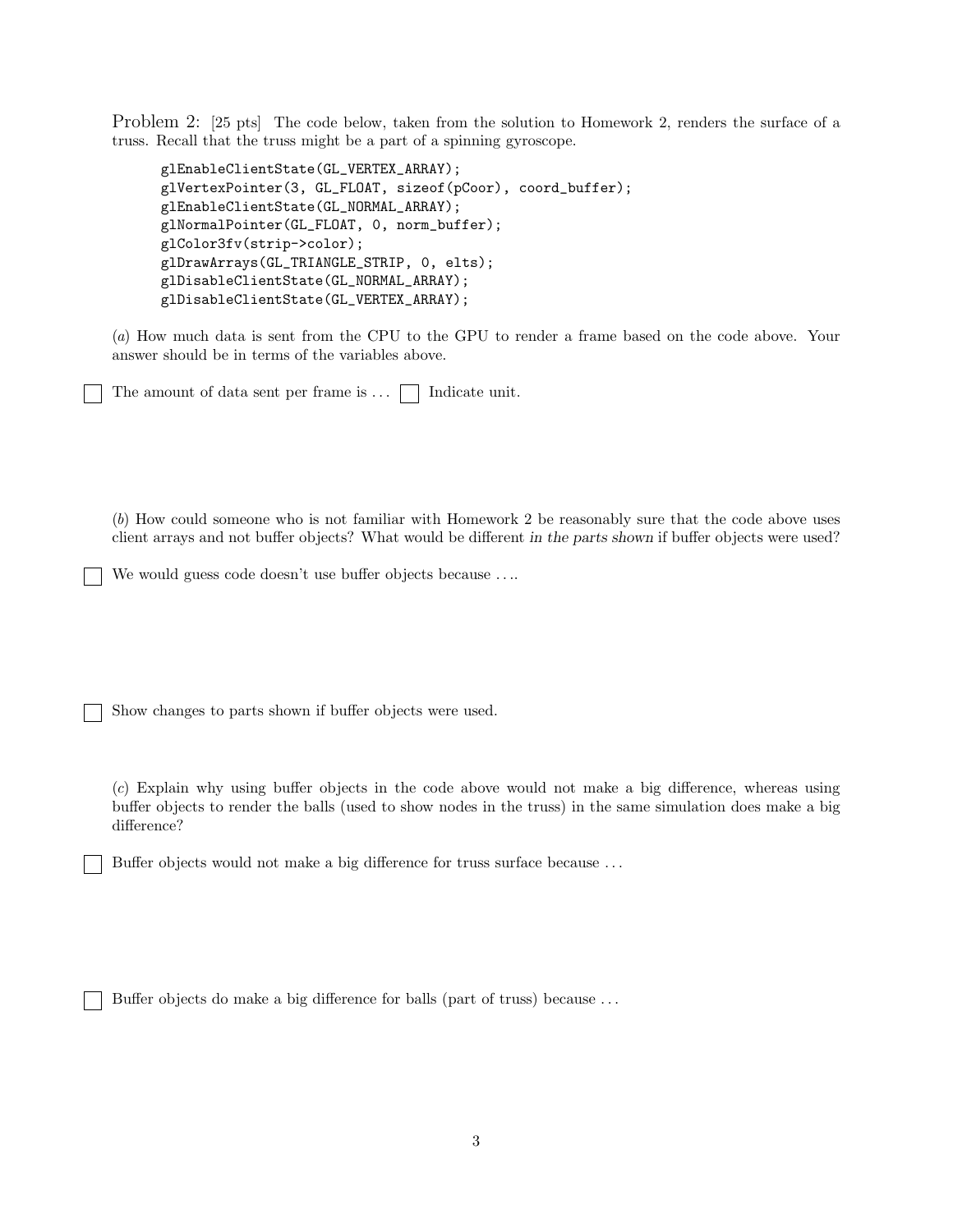Problem 2: [25 pts] The code below, taken from the solution to Homework 2, renders the surface of a truss. Recall that the truss might be a part of a spinning gyroscope.

```
glEnableClientState(GL_VERTEX_ARRAY);
glVertexPointer(3, GL_FLOAT, sizeof(pCoor), coord_buffer);
glEnableClientState(GL_NORMAL_ARRAY);
glNormalPointer(GL_FLOAT, 0, norm_buffer);
glColor3fv(strip->color);
glDrawArrays(GL_TRIANGLE_STRIP, 0, elts);
glDisableClientState(GL_NORMAL_ARRAY);
glDisableClientState(GL_VERTEX_ARRAY);
```

(*a*) How much data is sent from the CPU to the GPU to render a frame based on the code above. Your answer should be in terms of the variables above.

☐ The amount of data sent per frame is ... ☐ Indicate unit.

(*b*) How could someone who is not familiar with Homework 2 be reasonably sure that the code above uses client arrays and not buffer objects? What would be different *in the parts shown* if buffer objects were used?

☐ We would guess code doesn't use buffer objects because ....

☐ Show changes to parts shown if buffer objects were used.

(*c*) Explain why using buffer objects in the code above would not make a big difference, whereas using buffer objects to render the balls (used to show nodes in the truss) in the same simulation does make a big difference?

☐ Buffer objects would not make a big difference for truss surface because ...

☐ Buffer objects do make a big difference for balls (part of truss) because ...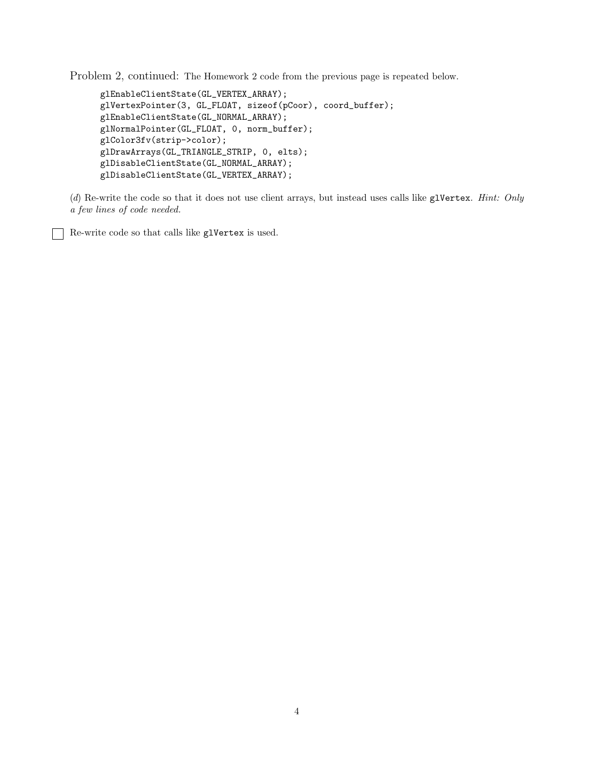Problem 2, continued: The Homework 2 code from the previous page is repeated below.

```
glEnableClientState(GL_VERTEX_ARRAY);
glVertexPointer(3, GL_FLOAT, sizeof(pCoor), coord_buffer);
glEnableClientState(GL_NORMAL_ARRAY);
glNormalPointer(GL_FLOAT, 0, norm_buffer);
glColor3fv(strip->color);
glDrawArrays(GL_TRIANGLE_STRIP, 0, elts);
glDisableClientState(GL_NORMAL_ARRAY);
glDisableClientState(GL_VERTEX_ARRAY);
```

(*d*) Re-write the code so that it does not use client arrays, but instead uses calls like `glVertex`. *Hint: Only a few lines of code needed.*

☐ Re-write code so that calls like `glVertex` is used.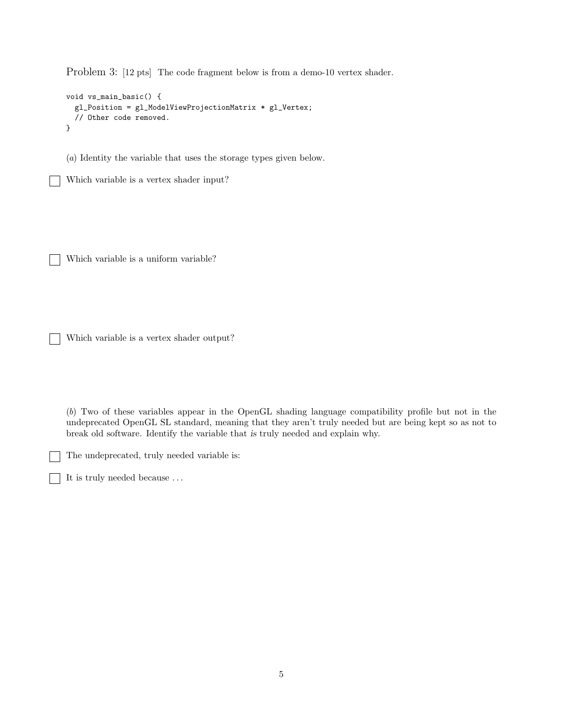Problem 3: [12 pts] The code fragment below is from a demo-10 vertex shader.

```
void vs_main_basic() {
  gl_Position = gl_ModelViewProjectionMatrix * gl_Vertex;
  // Other code removed.
}
```

(*a*) Identity the variable that uses the storage types given below.

☐ Which variable is a vertex shader input?

☐ Which variable is a uniform variable?

☐ Which variable is a vertex shader output?

(*b*) Two of these variables appear in the OpenGL shading language compatibility profile but not in the undeprecated OpenGL SL standard, meaning that they aren't truly needed but are being kept so as not to break old software. Identify the variable that *is* truly needed and explain why.

☐ The undeprecated, truly needed variable is:

☐ It is truly needed because ...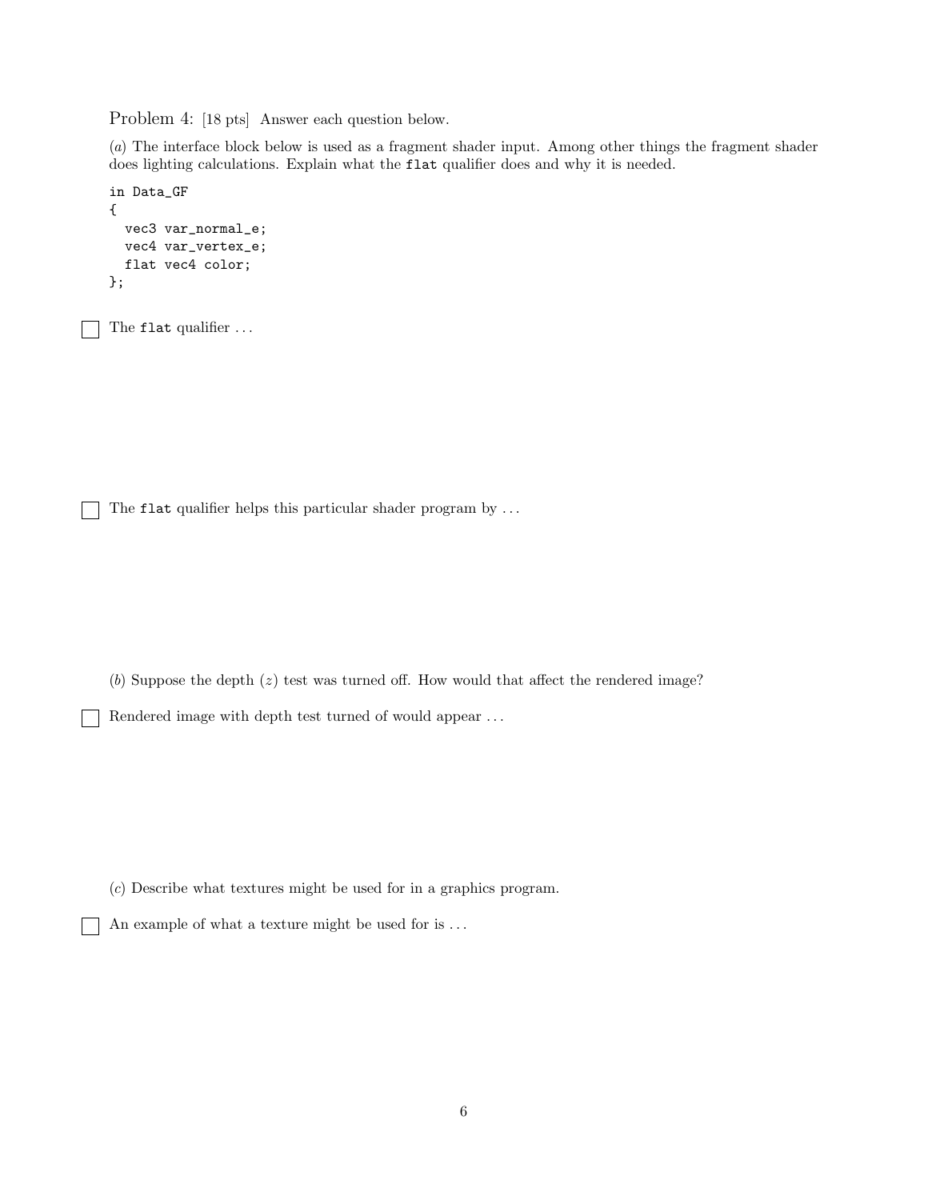Problem 4: [18 pts] Answer each question below.

(*a*) The interface block below is used as a fragment shader input. Among other things the fragment shader does lighting calculations. Explain what the `flat` qualifier does and why it is needed.

```
in Data_GF
{
  vec3 var_normal_e;
  vec4 var_vertex_e;
  flat vec4 color;
};
```

☐ The `flat` qualifier . . .

☐ The `flat` qualifier helps this particular shader program by . . .

(*b*) Suppose the depth ($z$) test was turned off. How would that affect the rendered image?

☐ Rendered image with depth test turned of would appear . . .

(*c*) Describe what textures might be used for in a graphics program.

☐ An example of what a texture might be used for is . . .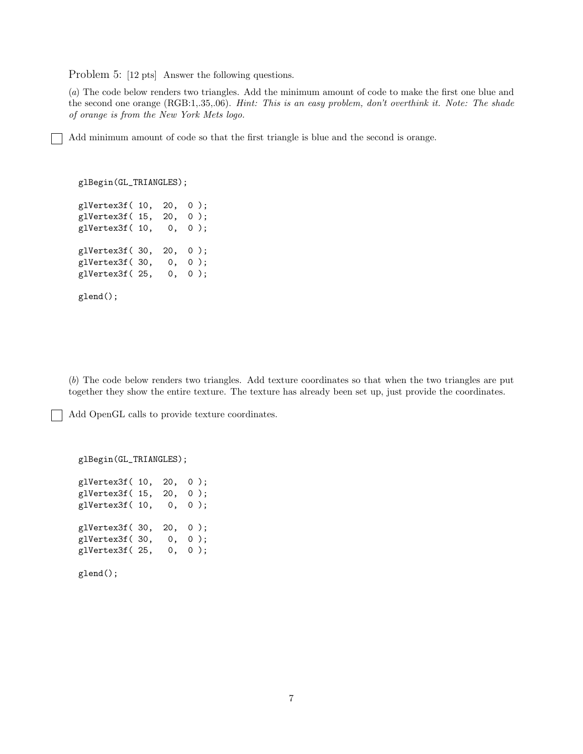Problem 5: [12 pts] Answer the following questions.

(*a*) The code below renders two triangles. Add the minimum amount of code to make the first one blue and the second one orange (RGB:1,.35,.06). *Hint: This is an easy problem, don't overthink it. Note: The shade of orange is from the New York Mets logo.*

☐ Add minimum amount of code so that the first triangle is blue and the second is orange.

```
glBegin(GL_TRIANGLES);

glVertex3f( 10,  20,  0 );
glVertex3f( 15,  20,  0 );
glVertex3f( 10,   0,  0 );

glVertex3f( 30,  20,  0 );
glVertex3f( 30,   0,  0 );
glVertex3f( 25,   0,  0 );

glend();
```

(*b*) The code below renders two triangles. Add texture coordinates so that when the two triangles are put together they show the entire texture. The texture has already been set up, just provide the coordinates.

☐ Add OpenGL calls to provide texture coordinates.

```
glBegin(GL_TRIANGLES);

glVertex3f( 10,  20,  0 );
glVertex3f( 15,  20,  0 );
glVertex3f( 10,   0,  0 );

glVertex3f( 30,  20,  0 );
glVertex3f( 30,   0,  0 );
glVertex3f( 25,   0,  0 );

glend();
```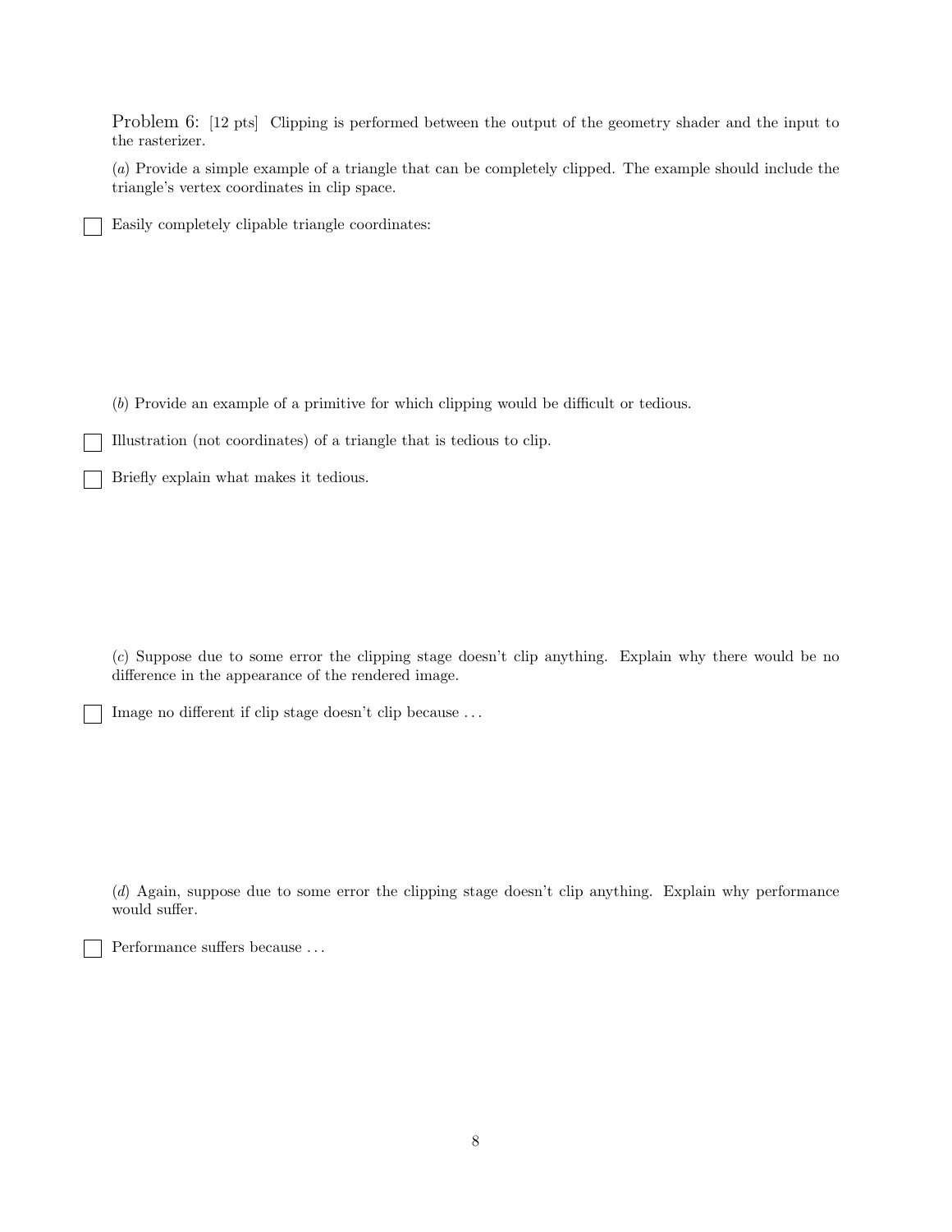Problem 6: [12 pts] Clipping is performed between the output of the geometry shader and the input to the rasterizer.

(*a*) Provide a simple example of a triangle that can be completely clipped. The example should include the triangle's vertex coordinates in clip space.

☐ Easily completely clipable triangle coordinates:

(*b*) Provide an example of a primitive for which clipping would be difficult or tedious.

☐ Illustration (not coordinates) of a triangle that is tedious to clip.

☐ Briefly explain what makes it tedious.

(*c*) Suppose due to some error the clipping stage doesn't clip anything. Explain why there would be no difference in the appearance of the rendered image.

☐ Image no different if clip stage doesn't clip because ...

(*d*) Again, suppose due to some error the clipping stage doesn't clip anything. Explain why performance would suffer.

☐ Performance suffers because ...